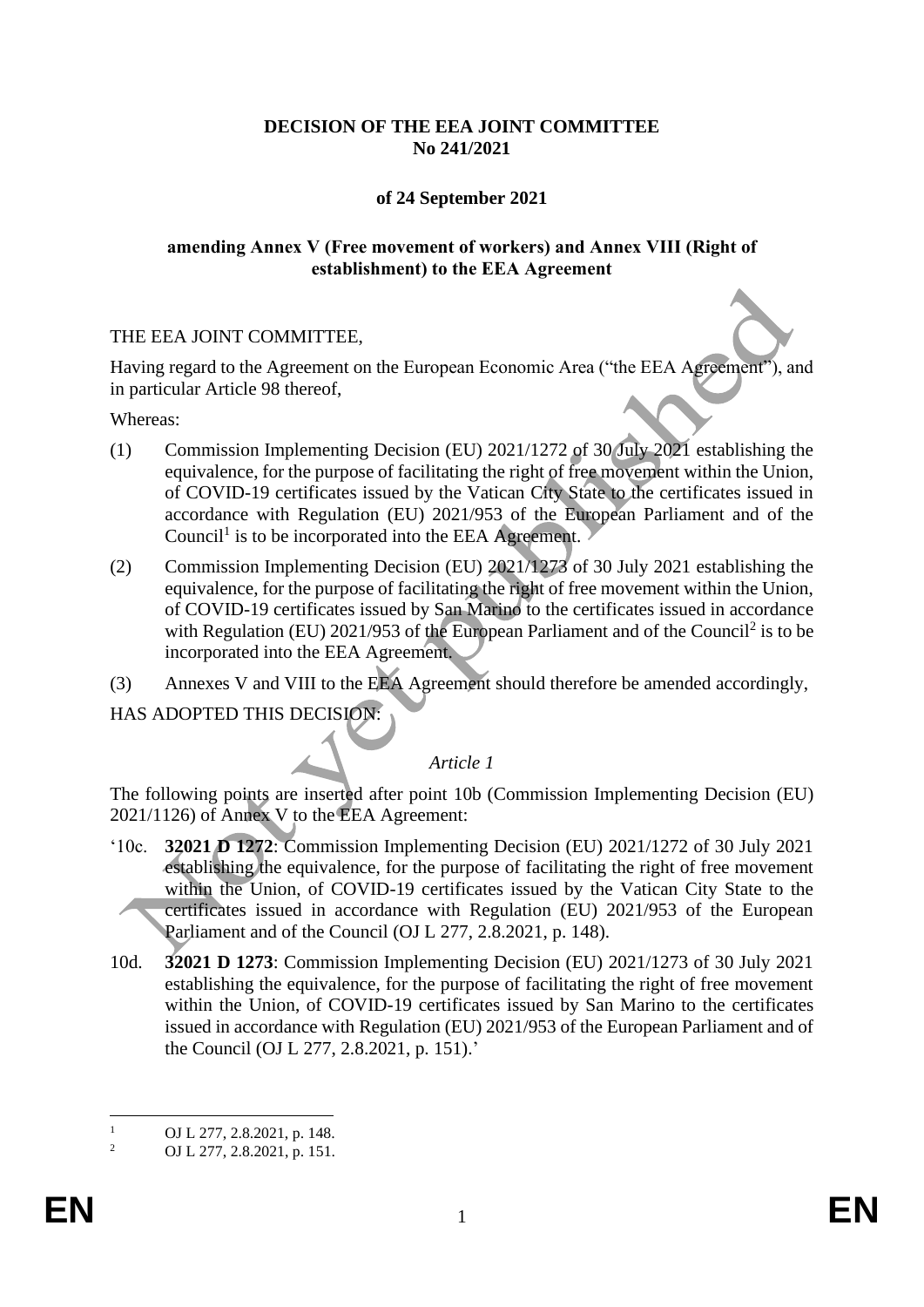**DECISION OF THE EEA JOINT COMMITTEE**
**No 241/2021**

**of 24 September 2021**

**amending Annex V (Free movement of workers) and Annex VIII (Right of establishment) to the EEA Agreement**

THE EEA JOINT COMMITTEE,

Having regard to the Agreement on the European Economic Area ("the EEA Agreement"), and in particular Article 98 thereof,

Whereas:

(1) Commission Implementing Decision (EU) 2021/1272 of 30 July 2021 establishing the equivalence, for the purpose of facilitating the right of free movement within the Union, of COVID-19 certificates issued by the Vatican City State to the certificates issued in accordance with Regulation (EU) 2021/953 of the European Parliament and of the Council[1] is to be incorporated into the EEA Agreement.

(2) Commission Implementing Decision (EU) 2021/1273 of 30 July 2021 establishing the equivalence, for the purpose of facilitating the right of free movement within the Union, of COVID-19 certificates issued by San Marino to the certificates issued in accordance with Regulation (EU) 2021/953 of the European Parliament and of the Council[2] is to be incorporated into the EEA Agreement.

(3) Annexes V and VIII to the EEA Agreement should therefore be amended accordingly,

HAS ADOPTED THIS DECISION:

*Article 1*

The following points are inserted after point 10b (Commission Implementing Decision (EU) 2021/1126) of Annex V to the EEA Agreement:

'10c. **32021 D 1272**: Commission Implementing Decision (EU) 2021/1272 of 30 July 2021 establishing the equivalence, for the purpose of facilitating the right of free movement within the Union, of COVID-19 certificates issued by the Vatican City State to the certificates issued in accordance with Regulation (EU) 2021/953 of the European Parliament and of the Council (OJ L 277, 2.8.2021, p. 148).

10d. **32021 D 1273**: Commission Implementing Decision (EU) 2021/1273 of 30 July 2021 establishing the equivalence, for the purpose of facilitating the right of free movement within the Union, of COVID-19 certificates issued by San Marino to the certificates issued in accordance with Regulation (EU) 2021/953 of the European Parliament and of the Council (OJ L 277, 2.8.2021, p. 151).'

---

[1] OJ L 277, 2.8.2021, p. 148.

[2] OJ L 277, 2.8.2021, p. 151.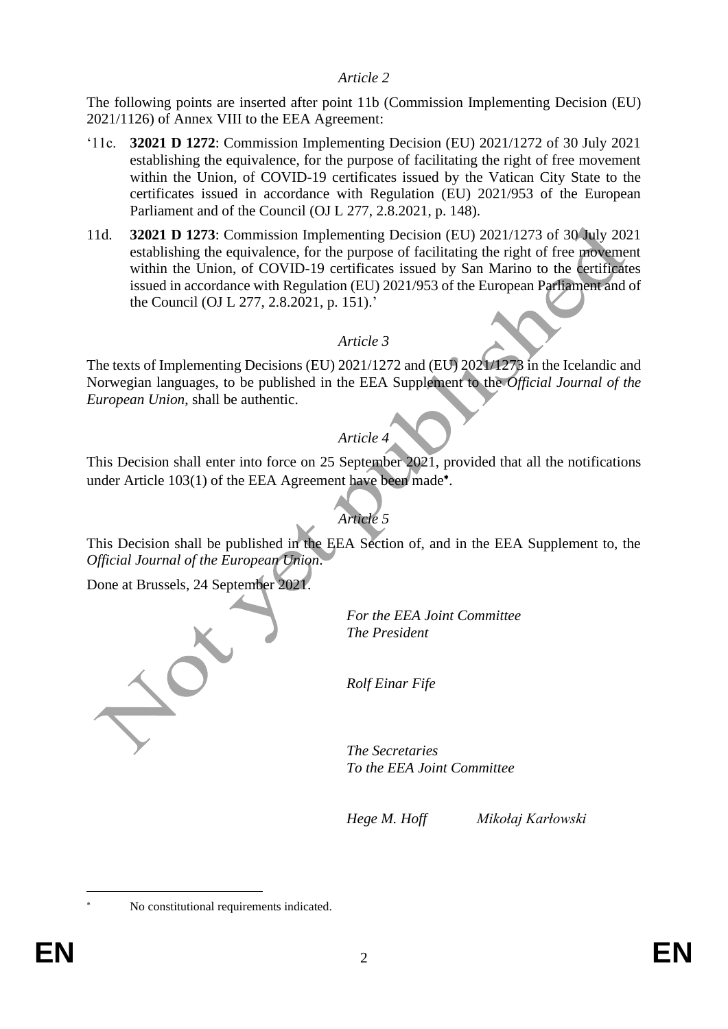*Article 2*

The following points are inserted after point 11b (Commission Implementing Decision (EU) 2021/1126) of Annex VIII to the EEA Agreement:

'11c. **32021 D 1272**: Commission Implementing Decision (EU) 2021/1272 of 30 July 2021 establishing the equivalence, for the purpose of facilitating the right of free movement within the Union, of COVID-19 certificates issued by the Vatican City State to the certificates issued in accordance with Regulation (EU) 2021/953 of the European Parliament and of the Council (OJ L 277, 2.8.2021, p. 148).

11d. **32021 D 1273**: Commission Implementing Decision (EU) 2021/1273 of 30 July 2021 establishing the equivalence, for the purpose of facilitating the right of free movement within the Union, of COVID-19 certificates issued by San Marino to the certificates issued in accordance with Regulation (EU) 2021/953 of the European Parliament and of the Council (OJ L 277, 2.8.2021, p. 151).'

*Article 3*

The texts of Implementing Decisions (EU) 2021/1272 and (EU) 2021/1273 in the Icelandic and Norwegian languages, to be published in the EEA Supplement to the *Official Journal of the European Union*, shall be authentic.

*Article 4*

This Decision shall enter into force on 25 September 2021, provided that all the notifications under Article 103(1) of the EEA Agreement have been made[*].

*Article 5*

This Decision shall be published in the EEA Section of, and in the EEA Supplement to, the *Official Journal of the European Union*.

Done at Brussels, 24 September 2021.

*For the EEA Joint Committee*
*The President*

*Rolf Einar Fife*

*The Secretaries*
*To the EEA Joint Committee*

*Hege M. Hoff* *Mikołaj Karłowski*

[*] No constitutional requirements indicated.